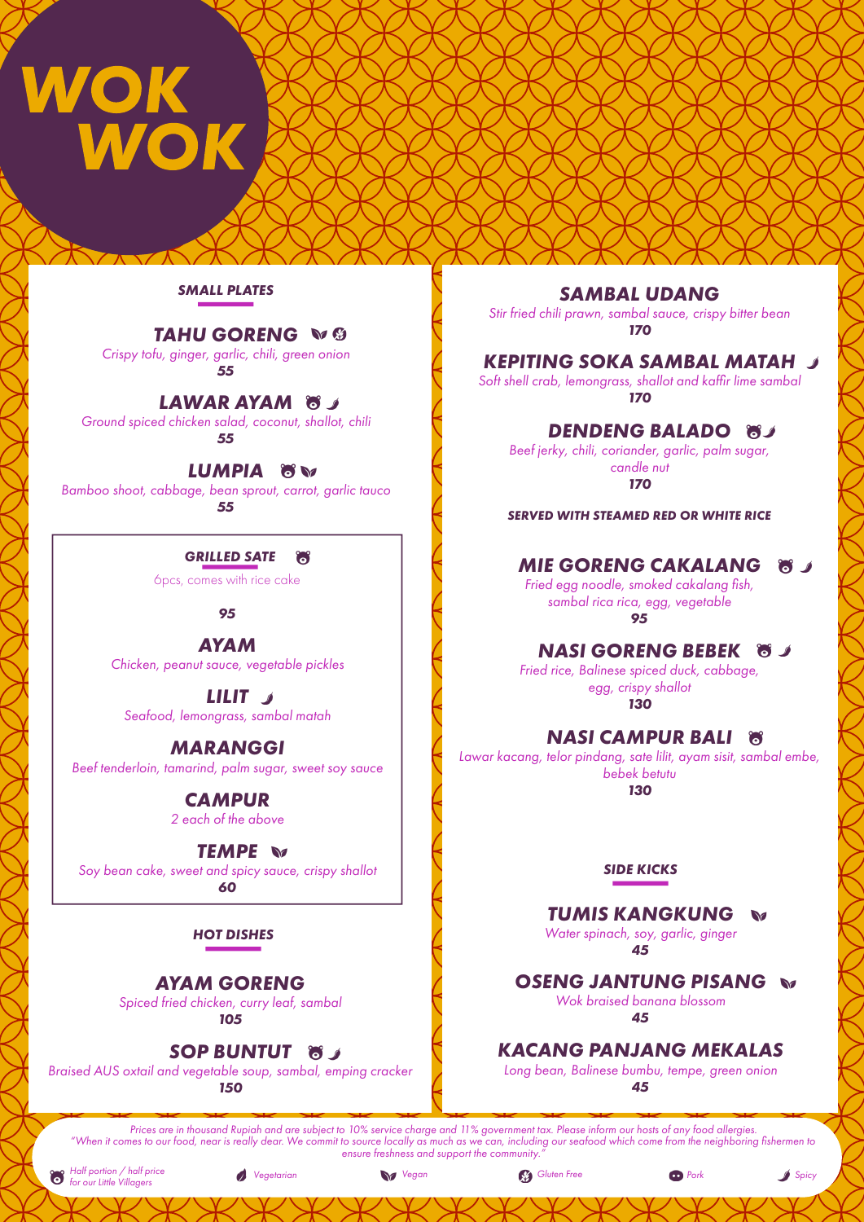# WOK WOK

## SMALL PLATES

### TAHU GORENG (Vegan, Gluten Free)
*Crispy tofu, ginger, garlic, chili, green onion*
***55***

### LAWAR AYAM (Half portion, Spicy)
*Ground spiced chicken salad, coconut, shallot, chili*
***55***

### LUMPIA (Half portion, Vegan)
*Bamboo shoot, cabbage, bean sprout, carrot, garlic tauco*
***55***

### GRILLED SATE (Half portion)
6pcs, comes with rice cake

***95***

**AYAM**
*Chicken, peanut sauce, vegetable pickles*

**LILIT** (Spicy)
*Seafood, lemongrass, sambal matah*

**MARANGGI**
*Beef tenderloin, tamarind, palm sugar, sweet soy sauce*

**CAMPUR**
*2 each of the above*

**TEMPE** (Vegan)
*Soy bean cake, sweet and spicy sauce, crispy shallot*
***60***

## HOT DISHES

### AYAM GORENG
*Spiced fried chicken, curry leaf, sambal*
***105***

### SOP BUNTUT (Half portion, Spicy)
*Braised AUS oxtail and vegetable soup, sambal, emping cracker*
***150***

### SAMBAL UDANG
*Stir fried chili prawn, sambal sauce, crispy bitter bean*
***170***

### KEPITING SOKA SAMBAL MATAH (Spicy)
*Soft shell crab, lemongrass, shallot and kaffir lime sambal*
***170***

### DENDENG BALADO (Half portion, Spicy)
*Beef jerky, chili, coriander, garlic, palm sugar, candle nut*
***170***

**SERVED WITH STEAMED RED OR WHITE RICE**

### MIE GORENG CAKALANG (Half portion, Spicy)
*Fried egg noodle, smoked cakalang fish, sambal rica rica, egg, vegetable*
***95***

### NASI GORENG BEBEK (Half portion, Spicy)
*Fried rice, Balinese spiced duck, cabbage, egg, crispy shallot*
***130***

### NASI CAMPUR BALI (Half portion)
*Lawar kacang, telor pindang, sate lilit, ayam sisit, sambal embe, bebek betutu*
***130***

## SIDE KICKS

### TUMIS KANGKUNG (Vegan)
*Water spinach, soy, garlic, ginger*
***45***

### OSENG JANTUNG PISANG (Vegan)
*Wok braised banana blossom*
***45***

### KACANG PANJANG MEKALAS
*Long bean, Balinese bumbu, tempe, green onion*
***45***

---

*Prices are in thousand Rupiah and are subject to 10% service charge and 11% government tax. Please inform our hosts of any food allergies.*
*"When it comes to our food, near is really dear. We commit to source locally as much as we can, including our seafood which come from the neighboring fishermen to ensure freshness and support the community."*

*Half portion / half price for our Little Villagers* | *Vegetarian* | *Vegan* | *Gluten Free* | *Pork* | *Spicy*